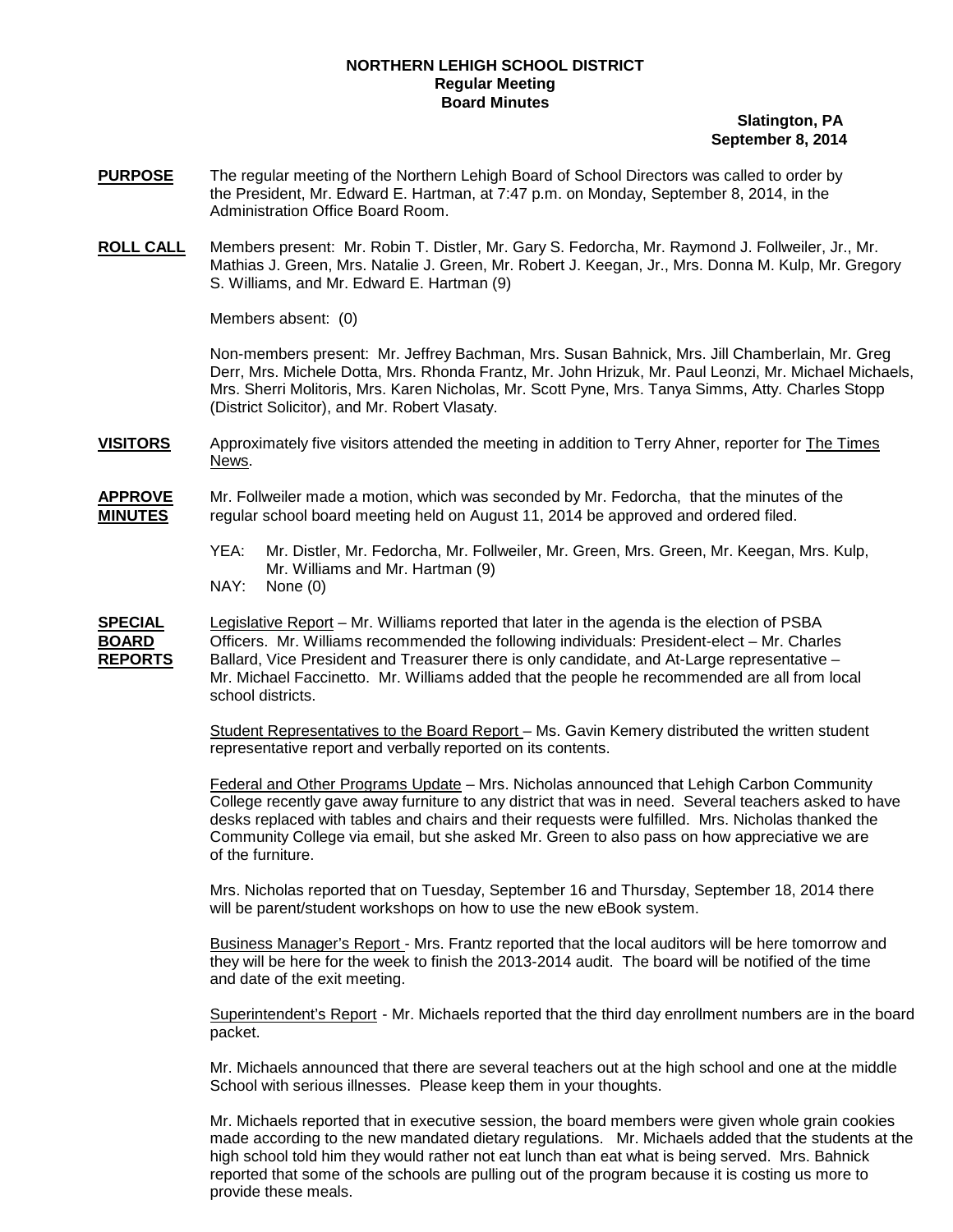**NORTHERN LEHIGH SCHOOL DISTRICT**
**Regular Meeting**
**Board Minutes**

**Slatington, PA**
**September 8, 2014**

**PURPOSE** The regular meeting of the Northern Lehigh Board of School Directors was called to order by the President, Mr. Edward E. Hartman, at 7:47 p.m. on Monday, September 8, 2014, in the Administration Office Board Room.

**ROLL CALL** Members present: Mr. Robin T. Distler, Mr. Gary S. Fedorcha, Mr. Raymond J. Follweiler, Jr., Mr. Mathias J. Green, Mrs. Natalie J. Green, Mr. Robert J. Keegan, Jr., Mrs. Donna M. Kulp, Mr. Gregory S. Williams, and Mr. Edward E. Hartman (9)

Members absent: (0)

Non-members present: Mr. Jeffrey Bachman, Mrs. Susan Bahnick, Mrs. Jill Chamberlain, Mr. Greg Derr, Mrs. Michele Dotta, Mrs. Rhonda Frantz, Mr. John Hrizuk, Mr. Paul Leonzi, Mr. Michael Michaels, Mrs. Sherri Molitoris, Mrs. Karen Nicholas, Mr. Scott Pyne, Mrs. Tanya Simms, Atty. Charles Stopp (District Solicitor), and Mr. Robert Vlasaty.

**VISITORS** Approximately five visitors attended the meeting in addition to Terry Ahner, reporter for The Times News.

**APPROVE MINUTES** Mr. Follweiler made a motion, which was seconded by Mr. Fedorcha, that the minutes of the regular school board meeting held on August 11, 2014 be approved and ordered filed.

YEA: Mr. Distler, Mr. Fedorcha, Mr. Follweiler, Mr. Green, Mrs. Green, Mr. Keegan, Mrs. Kulp, Mr. Williams and Mr. Hartman (9)
NAY: None (0)

**SPECIAL BOARD REPORTS** Legislative Report – Mr. Williams reported that later in the agenda is the election of PSBA Officers. Mr. Williams recommended the following individuals: President-elect – Mr. Charles Ballard, Vice President and Treasurer there is only candidate, and At-Large representative – Mr. Michael Faccinetto. Mr. Williams added that the people he recommended are all from local school districts.

Student Representatives to the Board Report – Ms. Gavin Kemery distributed the written student representative report and verbally reported on its contents.

Federal and Other Programs Update – Mrs. Nicholas announced that Lehigh Carbon Community College recently gave away furniture to any district that was in need. Several teachers asked to have desks replaced with tables and chairs and their requests were fulfilled. Mrs. Nicholas thanked the Community College via email, but she asked Mr. Green to also pass on how appreciative we are of the furniture.

Mrs. Nicholas reported that on Tuesday, September 16 and Thursday, September 18, 2014 there will be parent/student workshops on how to use the new eBook system.

Business Manager's Report - Mrs. Frantz reported that the local auditors will be here tomorrow and they will be here for the week to finish the 2013-2014 audit. The board will be notified of the time and date of the exit meeting.

Superintendent's Report - Mr. Michaels reported that the third day enrollment numbers are in the board packet.

Mr. Michaels announced that there are several teachers out at the high school and one at the middle School with serious illnesses. Please keep them in your thoughts.

Mr. Michaels reported that in executive session, the board members were given whole grain cookies made according to the new mandated dietary regulations. Mr. Michaels added that the students at the high school told him they would rather not eat lunch than eat what is being served. Mrs. Bahnick reported that some of the schools are pulling out of the program because it is costing us more to provide these meals.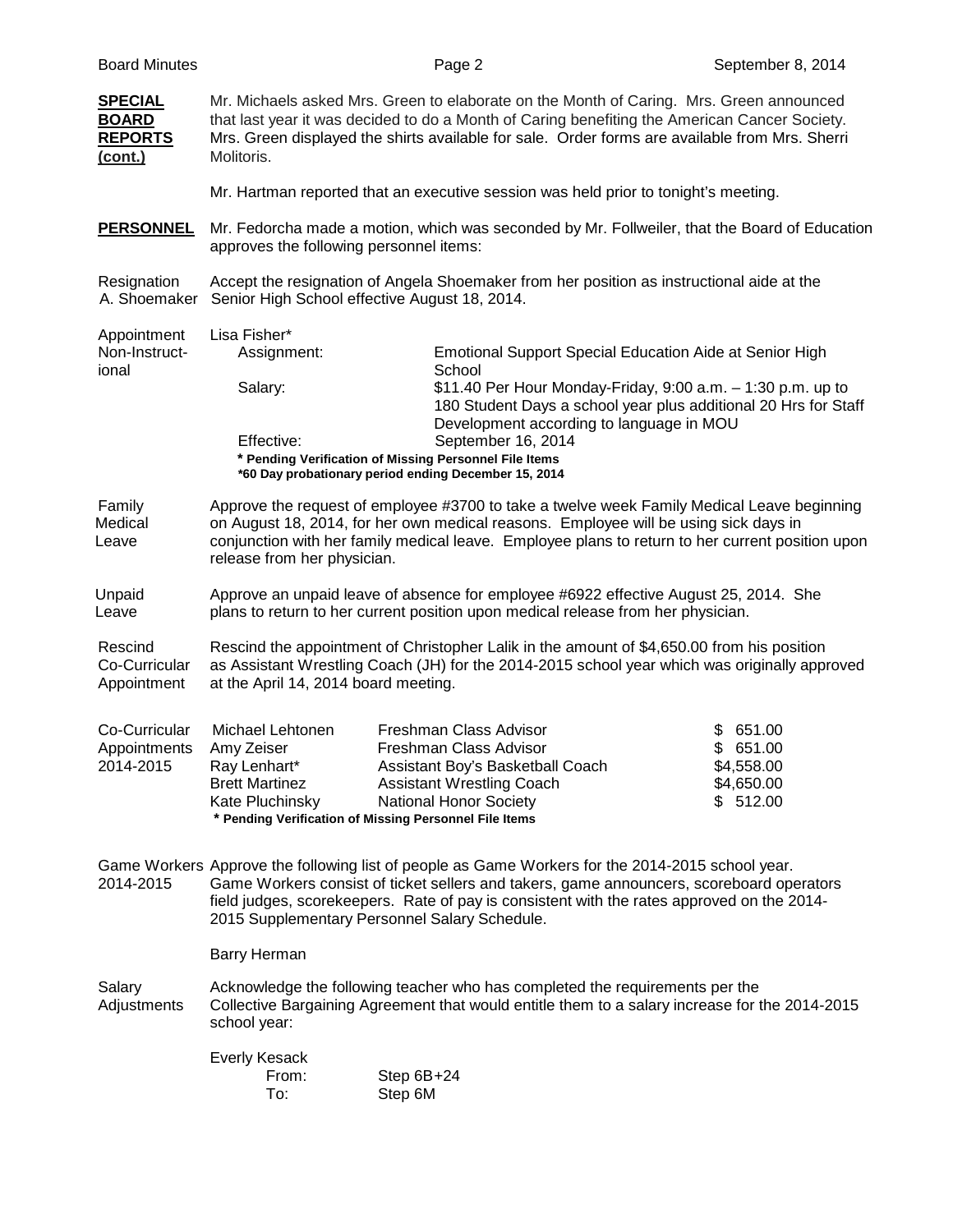**SPECIAL BOARD REPORTS (cont.)**

Mr. Michaels asked Mrs. Green to elaborate on the Month of Caring. Mrs. Green announced that last year it was decided to do a Month of Caring benefiting the American Cancer Society. Mrs. Green displayed the shirts available for sale. Order forms are available from Mrs. Sherri Molitoris.

Mr. Hartman reported that an executive session was held prior to tonight's meeting.

**PERSONNEL**

Mr. Fedorcha made a motion, which was seconded by Mr. Follweiler, that the Board of Education approves the following personnel items:

**Resignation A. Shoemaker**

Accept the resignation of Angela Shoemaker from her position as instructional aide at the Senior High School effective August 18, 2014.

**Appointment Non-Instructional**

Lisa Fisher*

| | |
|---|---|
| Assignment: | Emotional Support Special Education Aide at Senior High School |
| Salary: | $11.40 Per Hour Monday-Friday, 9:00 a.m. – 1:30 p.m. up to 180 Student Days a school year plus additional 20 Hrs for Staff Development according to language in MOU |
| Effective: | September 16, 2014 |

**\* Pending Verification of Missing Personnel File Items**
**\*60 Day probationary period ending December 15, 2014**

**Family Medical Leave**

Approve the request of employee #3700 to take a twelve week Family Medical Leave beginning on August 18, 2014, for her own medical reasons. Employee will be using sick days in conjunction with her family medical leave. Employee plans to return to her current position upon release from her physician.

**Unpaid Leave**

Approve an unpaid leave of absence for employee #6922 effective August 25, 2014. She plans to return to her current position upon medical release from her physician.

**Rescind Co-Curricular Appointment**

Rescind the appointment of Christopher Lalik in the amount of $4,650.00 from his position as Assistant Wrestling Coach (JH) for the 2014-2015 school year which was originally approved at the April 14, 2014 board meeting.

**Co-Curricular Appointments 2014-2015**

| Name | Position | Amount |
|---|---|---|
| Michael Lehtonen | Freshman Class Advisor | $ 651.00 |
| Amy Zeiser | Freshman Class Advisor | $ 651.00 |
| Ray Lenhart* | Assistant Boy's Basketball Coach | $4,558.00 |
| Brett Martinez | Assistant Wrestling Coach | $4,650.00 |
| Kate Pluchinsky | National Honor Society | $ 512.00 |

**\* Pending Verification of Missing Personnel File Items**

**Game Workers 2014-2015**

Approve the following list of people as Game Workers for the 2014-2015 school year. Game Workers consist of ticket sellers and takers, game announcers, scoreboard operators field judges, scorekeepers. Rate of pay is consistent with the rates approved on the 2014-2015 Supplementary Personnel Salary Schedule.

Barry Herman

**Salary Adjustments**

Acknowledge the following teacher who has completed the requirements per the Collective Bargaining Agreement that would entitle them to a salary increase for the 2014-2015 school year:

Everly Kesack

| | |
|---|---|
| From: | Step 6B+24 |
| To: | Step 6M |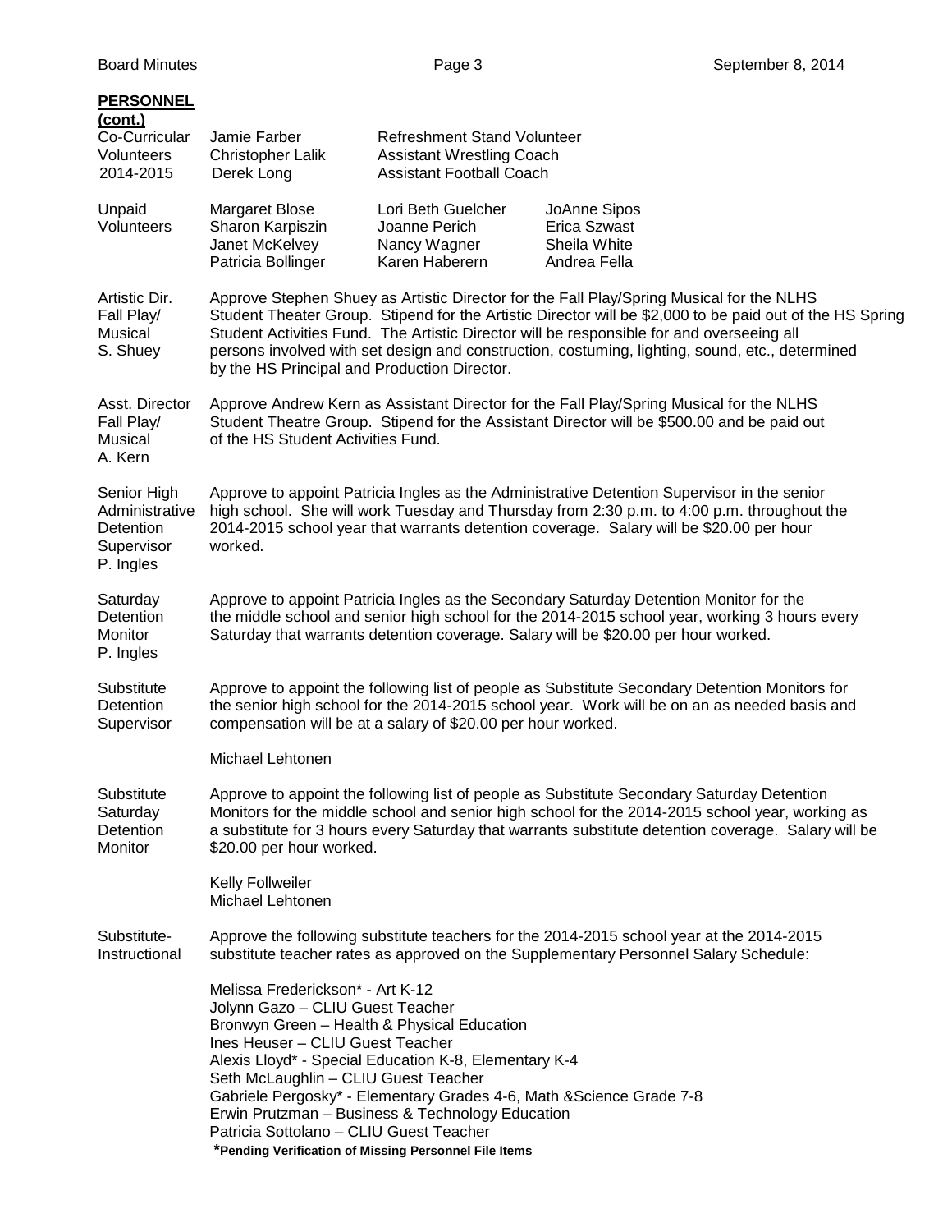**PERSONNEL (cont.)**

| | | | |
|---|---|---|---|
| Co-Curricular Volunteers 2014-2015 | Jamie Farber | Refreshment Stand Volunteer | |
| | Christopher Lalik | Assistant Wrestling Coach | |
| | Derek Long | Assistant Football Coach | |
| Unpaid Volunteers | Margaret Blose | Lori Beth Guelcher | JoAnne Sipos |
| | Sharon Karpiszin | Joanne Perich | Erica Szwast |
| | Janet McKelvey | Nancy Wagner | Sheila White |
| | Patricia Bollinger | Karen Haberern | Andrea Fella |

**Artistic Dir. Fall Play/ Musical S. Shuey**

Approve Stephen Shuey as Artistic Director for the Fall Play/Spring Musical for the NLHS Student Theater Group. Stipend for the Artistic Director will be $2,000 to be paid out of the HS Spring Student Activities Fund. The Artistic Director will be responsible for and overseeing all persons involved with set design and construction, costuming, lighting, sound, etc., determined by the HS Principal and Production Director.

**Asst. Director Fall Play/ Musical A. Kern**

Approve Andrew Kern as Assistant Director for the Fall Play/Spring Musical for the NLHS Student Theatre Group. Stipend for the Assistant Director will be $500.00 and be paid out of the HS Student Activities Fund.

**Senior High Administrative Detention Supervisor P. Ingles**

Approve to appoint Patricia Ingles as the Administrative Detention Supervisor in the senior high school. She will work Tuesday and Thursday from 2:30 p.m. to 4:00 p.m. throughout the 2014-2015 school year that warrants detention coverage. Salary will be $20.00 per hour worked.

**Saturday Detention Monitor P. Ingles**

Approve to appoint Patricia Ingles as the Secondary Saturday Detention Monitor for the the middle school and senior high school for the 2014-2015 school year, working 3 hours every Saturday that warrants detention coverage. Salary will be $20.00 per hour worked.

**Substitute Detention Supervisor**

Approve to appoint the following list of people as Substitute Secondary Detention Monitors for the senior high school for the 2014-2015 school year. Work will be on an as needed basis and compensation will be at a salary of $20.00 per hour worked.

Michael Lehtonen

**Substitute Saturday Detention Monitor**

Approve to appoint the following list of people as Substitute Secondary Saturday Detention Monitors for the middle school and senior high school for the 2014-2015 school year, working as a substitute for 3 hours every Saturday that warrants substitute detention coverage. Salary will be $20.00 per hour worked.

Kelly Follweiler
Michael Lehtonen

**Substitute-Instructional**

Approve the following substitute teachers for the 2014-2015 school year at the 2014-2015 substitute teacher rates as approved on the Supplementary Personnel Salary Schedule:

Melissa Frederickson* - Art K-12
Jolynn Gazo – CLIU Guest Teacher
Bronwyn Green – Health & Physical Education
Ines Heuser – CLIU Guest Teacher
Alexis Lloyd* - Special Education K-8, Elementary K-4
Seth McLaughlin – CLIU Guest Teacher
Gabriele Pergosky* - Elementary Grades 4-6, Math &Science Grade 7-8
Erwin Prutzman – Business & Technology Education
Patricia Sottolano – CLIU Guest Teacher

***Pending Verification of Missing Personnel File Items**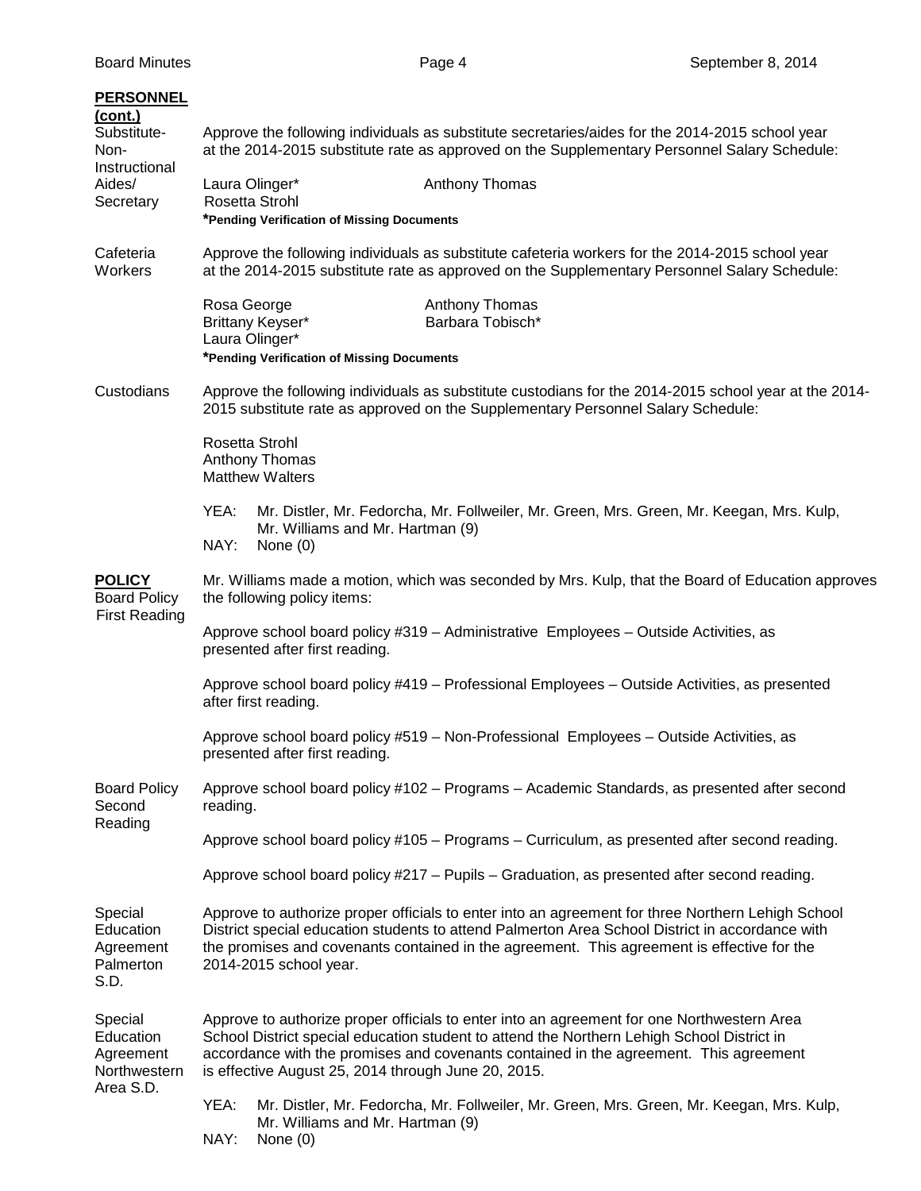**PERSONNEL (cont.)**

Substitute-Non-Instructional Aides/Secretary

Approve the following individuals as substitute secretaries/aides for the 2014-2015 school year at the 2014-2015 substitute rate as approved on the Supplementary Personnel Salary Schedule:

| | |
|---|---|
| Laura Olinger* | Anthony Thomas |
| Rosetta Strohl | |

**\*Pending Verification of Missing Documents**

Cafeteria Workers

Approve the following individuals as substitute cafeteria workers for the 2014-2015 school year at the 2014-2015 substitute rate as approved on the Supplementary Personnel Salary Schedule:

| | |
|---|---|
| Rosa George | Anthony Thomas |
| Brittany Keyser* | Barbara Tobisch* |
| Laura Olinger* | |

**\*Pending Verification of Missing Documents**

Custodians

Approve the following individuals as substitute custodians for the 2014-2015 school year at the 2014-2015 substitute rate as approved on the Supplementary Personnel Salary Schedule:

Rosetta Strohl
Anthony Thomas
Matthew Walters

YEA: Mr. Distler, Mr. Fedorcha, Mr. Follweiler, Mr. Green, Mrs. Green, Mr. Keegan, Mrs. Kulp, Mr. Williams and Mr. Hartman (9)
NAY: None (0)

**POLICY**

Board Policy First Reading

Mr. Williams made a motion, which was seconded by Mrs. Kulp, that the Board of Education approves the following policy items:

Approve school board policy #319 – Administrative Employees – Outside Activities, as presented after first reading.

Approve school board policy #419 – Professional Employees – Outside Activities, as presented after first reading.

Approve school board policy #519 – Non-Professional Employees – Outside Activities, as presented after first reading.

Board Policy Second Reading

Approve school board policy #102 – Programs – Academic Standards, as presented after second reading.

Approve school board policy #105 – Programs – Curriculum, as presented after second reading.

Approve school board policy #217 – Pupils – Graduation, as presented after second reading.

Special Education Agreement Palmerton S.D.

Approve to authorize proper officials to enter into an agreement for three Northern Lehigh School District special education students to attend Palmerton Area School District in accordance with the promises and covenants contained in the agreement. This agreement is effective for the 2014-2015 school year.

Special Education Agreement Northwestern Area S.D.

Approve to authorize proper officials to enter into an agreement for one Northwestern Area School District special education student to attend the Northern Lehigh School District in accordance with the promises and covenants contained in the agreement. This agreement is effective August 25, 2014 through June 20, 2015.

YEA: Mr. Distler, Mr. Fedorcha, Mr. Follweiler, Mr. Green, Mrs. Green, Mr. Keegan, Mrs. Kulp, Mr. Williams and Mr. Hartman (9)
NAY: None (0)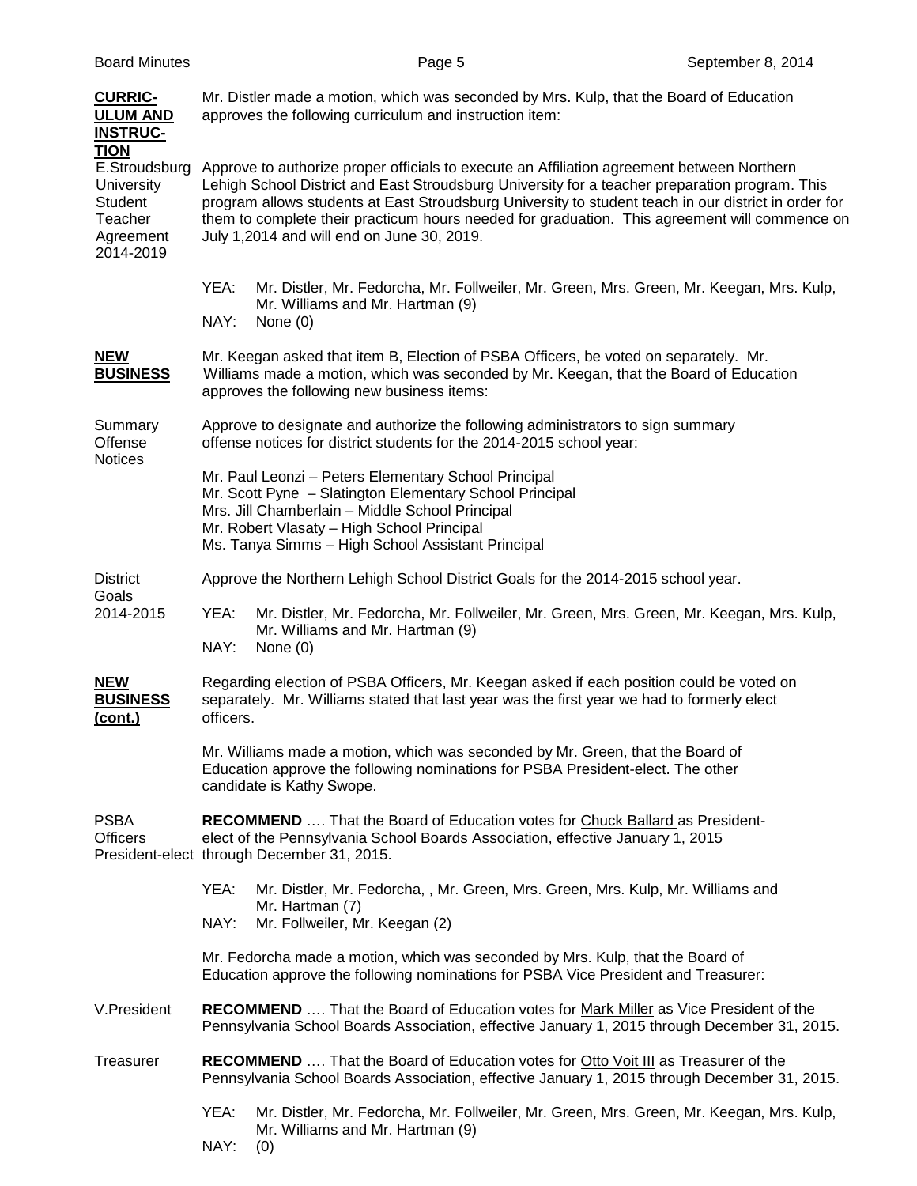**CURRICULUM AND INSTRUCTION**

Mr. Distler made a motion, which was seconded by Mrs. Kulp, that the Board of Education approves the following curriculum and instruction item:

E.Stroudsburg University Student Teacher Agreement 2014-2019

Approve to authorize proper officials to execute an Affiliation agreement between Northern Lehigh School District and East Stroudsburg University for a teacher preparation program. This program allows students at East Stroudsburg University to student teach in our district in order for them to complete their practicum hours needed for graduation. This agreement will commence on July 1,2014 and will end on June 30, 2019.

YEA: Mr. Distler, Mr. Fedorcha, Mr. Follweiler, Mr. Green, Mrs. Green, Mr. Keegan, Mrs. Kulp, Mr. Williams and Mr. Hartman (9)
NAY: None (0)

**NEW BUSINESS**

Mr. Keegan asked that item B, Election of PSBA Officers, be voted on separately. Mr. Williams made a motion, which was seconded by Mr. Keegan, that the Board of Education approves the following new business items:

Summary Offense Notices

Approve to designate and authorize the following administrators to sign summary offense notices for district students for the 2014-2015 school year:

Mr. Paul Leonzi – Peters Elementary School Principal
Mr. Scott Pyne – Slatington Elementary School Principal
Mrs. Jill Chamberlain – Middle School Principal
Mr. Robert Vlasaty – High School Principal
Ms. Tanya Simms – High School Assistant Principal

District Goals 2014-2015

Approve the Northern Lehigh School District Goals for the 2014-2015 school year.

YEA: Mr. Distler, Mr. Fedorcha, Mr. Follweiler, Mr. Green, Mrs. Green, Mr. Keegan, Mrs. Kulp, Mr. Williams and Mr. Hartman (9)
NAY: None (0)

**NEW BUSINESS (cont.)**

Regarding election of PSBA Officers, Mr. Keegan asked if each position could be voted on separately. Mr. Williams stated that last year was the first year we had to formerly elect officers.

Mr. Williams made a motion, which was seconded by Mr. Green, that the Board of Education approve the following nominations for PSBA President-elect. The other candidate is Kathy Swope.

PSBA Officers President-elect

**RECOMMEND** …. That the Board of Education votes for Chuck Ballard as President-elect of the Pennsylvania School Boards Association, effective January 1, 2015 through December 31, 2015.

YEA: Mr. Distler, Mr. Fedorcha, , Mr. Green, Mrs. Green, Mrs. Kulp, Mr. Williams and Mr. Hartman (7)
NAY: Mr. Follweiler, Mr. Keegan (2)

Mr. Fedorcha made a motion, which was seconded by Mrs. Kulp, that the Board of Education approve the following nominations for PSBA Vice President and Treasurer:

V.President

**RECOMMEND** …. That the Board of Education votes for Mark Miller as Vice President of the Pennsylvania School Boards Association, effective January 1, 2015 through December 31, 2015.

Treasurer

**RECOMMEND** …. That the Board of Education votes for Otto Voit III as Treasurer of the Pennsylvania School Boards Association, effective January 1, 2015 through December 31, 2015.

YEA: Mr. Distler, Mr. Fedorcha, Mr. Follweiler, Mr. Green, Mrs. Green, Mr. Keegan, Mrs. Kulp, Mr. Williams and Mr. Hartman (9)
NAY: (0)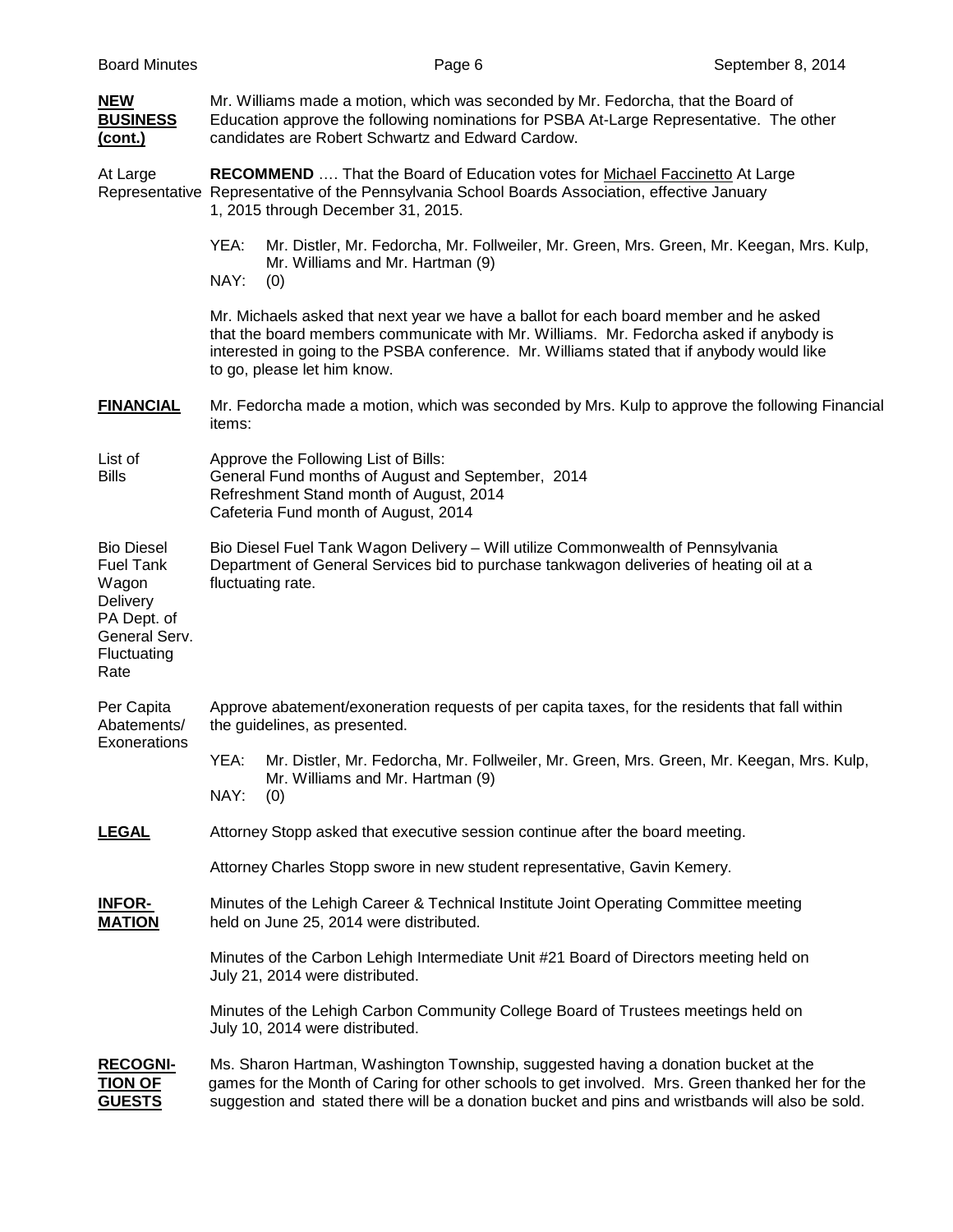**NEW BUSINESS (cont.)**

Mr. Williams made a motion, which was seconded by Mr. Fedorcha, that the Board of Education approve the following nominations for PSBA At-Large Representative. The other candidates are Robert Schwartz and Edward Cardow.

At Large Representative

**RECOMMEND** …. That the Board of Education votes for Michael Faccinetto At Large Representative of the Pennsylvania School Boards Association, effective January 1, 2015 through December 31, 2015.

YEA: Mr. Distler, Mr. Fedorcha, Mr. Follweiler, Mr. Green, Mrs. Green, Mr. Keegan, Mrs. Kulp, Mr. Williams and Mr. Hartman (9)
NAY: (0)

Mr. Michaels asked that next year we have a ballot for each board member and he asked that the board members communicate with Mr. Williams. Mr. Fedorcha asked if anybody is interested in going to the PSBA conference. Mr. Williams stated that if anybody would like to go, please let him know.

**FINANCIAL**

Mr. Fedorcha made a motion, which was seconded by Mrs. Kulp to approve the following Financial items:

List of Bills

Approve the Following List of Bills:
General Fund months of August and September, 2014
Refreshment Stand month of August, 2014
Cafeteria Fund month of August, 2014

Bio Diesel Fuel Tank Wagon Delivery PA Dept. of General Serv. Fluctuating Rate

Bio Diesel Fuel Tank Wagon Delivery – Will utilize Commonwealth of Pennsylvania Department of General Services bid to purchase tankwagon deliveries of heating oil at a fluctuating rate.

Per Capita Abatements/ Exonerations

Approve abatement/exoneration requests of per capita taxes, for the residents that fall within the guidelines, as presented.

YEA: Mr. Distler, Mr. Fedorcha, Mr. Follweiler, Mr. Green, Mrs. Green, Mr. Keegan, Mrs. Kulp, Mr. Williams and Mr. Hartman (9)
NAY: (0)

**LEGAL**

Attorney Stopp asked that executive session continue after the board meeting.

Attorney Charles Stopp swore in new student representative, Gavin Kemery.

**INFORMATION**

Minutes of the Lehigh Career & Technical Institute Joint Operating Committee meeting held on June 25, 2014 were distributed.

Minutes of the Carbon Lehigh Intermediate Unit #21 Board of Directors meeting held on July 21, 2014 were distributed.

Minutes of the Lehigh Carbon Community College Board of Trustees meetings held on July 10, 2014 were distributed.

**RECOGNITION OF GUESTS**

Ms. Sharon Hartman, Washington Township, suggested having a donation bucket at the games for the Month of Caring for other schools to get involved. Mrs. Green thanked her for the suggestion and stated there will be a donation bucket and pins and wristbands will also be sold.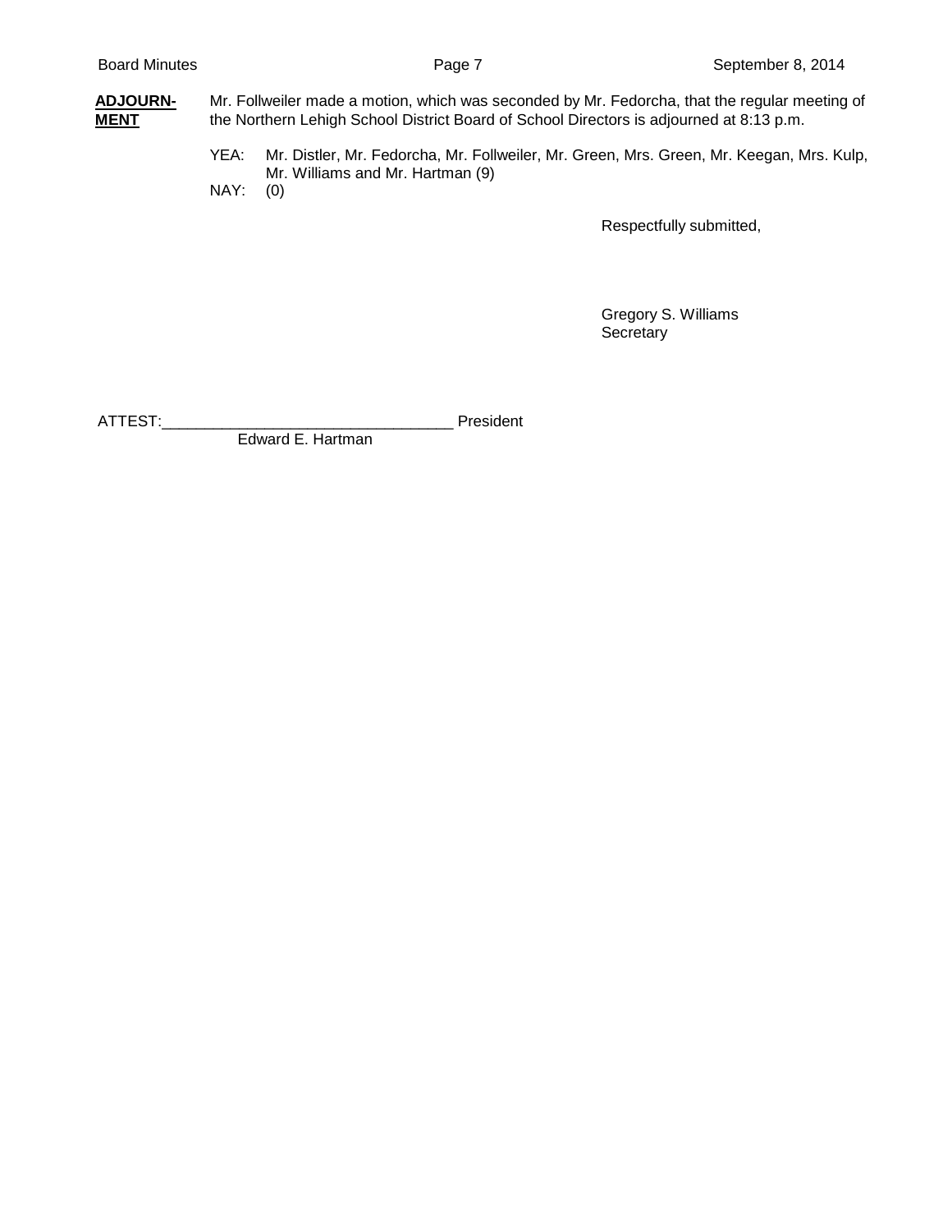**ADJOURNMENT**

Mr. Follweiler made a motion, which was seconded by Mr. Fedorcha, that the regular meeting of the Northern Lehigh School District Board of School Directors is adjourned at 8:13 p.m.

YEA: Mr. Distler, Mr. Fedorcha, Mr. Follweiler, Mr. Green, Mrs. Green, Mr. Keegan, Mrs. Kulp, Mr. Williams and Mr. Hartman (9)
NAY: (0)

Respectfully submitted,

Gregory S. Williams
Secretary

ATTEST:_________________________________ President
Edward E. Hartman